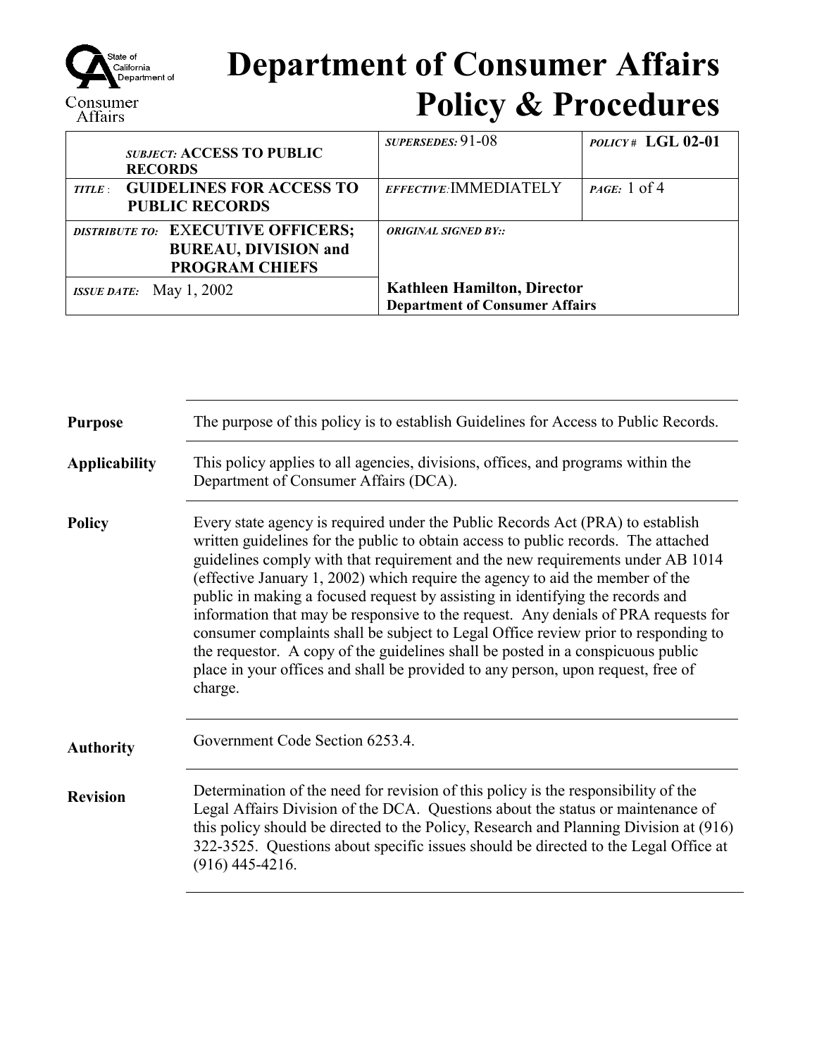# Department of Consumer Affairs Policy & Procedures

| | | |
|---|---|---|
| *SUBJECT:* **ACCESS TO PUBLIC RECORDS** | *SUPERSEDES:* 91-08 | *POLICY #* **LGL 02-01** |
| *TITLE:* **GUIDELINES FOR ACCESS TO PUBLIC RECORDS** | *EFFECTIVE:* IMMEDIATELY | *PAGE:* 1 of 4 |
| *DISTRIBUTE TO:* **EXECUTIVE OFFICERS; BUREAU, DIVISION and PROGRAM CHIEFS** | *ORIGINAL SIGNED BY::* | |
| *ISSUE DATE:* May 1, 2002 | **Kathleen Hamilton, Director Department of Consumer Affairs** | |

**Purpose**

The purpose of this policy is to establish Guidelines for Access to Public Records.

**Applicability**

This policy applies to all agencies, divisions, offices, and programs within the Department of Consumer Affairs (DCA).

**Policy**

Every state agency is required under the Public Records Act (PRA) to establish written guidelines for the public to obtain access to public records. The attached guidelines comply with that requirement and the new requirements under AB 1014 (effective January 1, 2002) which require the agency to aid the member of the public in making a focused request by assisting in identifying the records and information that may be responsive to the request. Any denials of PRA requests for consumer complaints shall be subject to Legal Office review prior to responding to the requestor. A copy of the guidelines shall be posted in a conspicuous public place in your offices and shall be provided to any person, upon request, free of charge.

**Authority**

Government Code Section 6253.4.

**Revision**

Determination of the need for revision of this policy is the responsibility of the Legal Affairs Division of the DCA. Questions about the status or maintenance of this policy should be directed to the Policy, Research and Planning Division at (916) 322-3525. Questions about specific issues should be directed to the Legal Office at (916) 445-4216.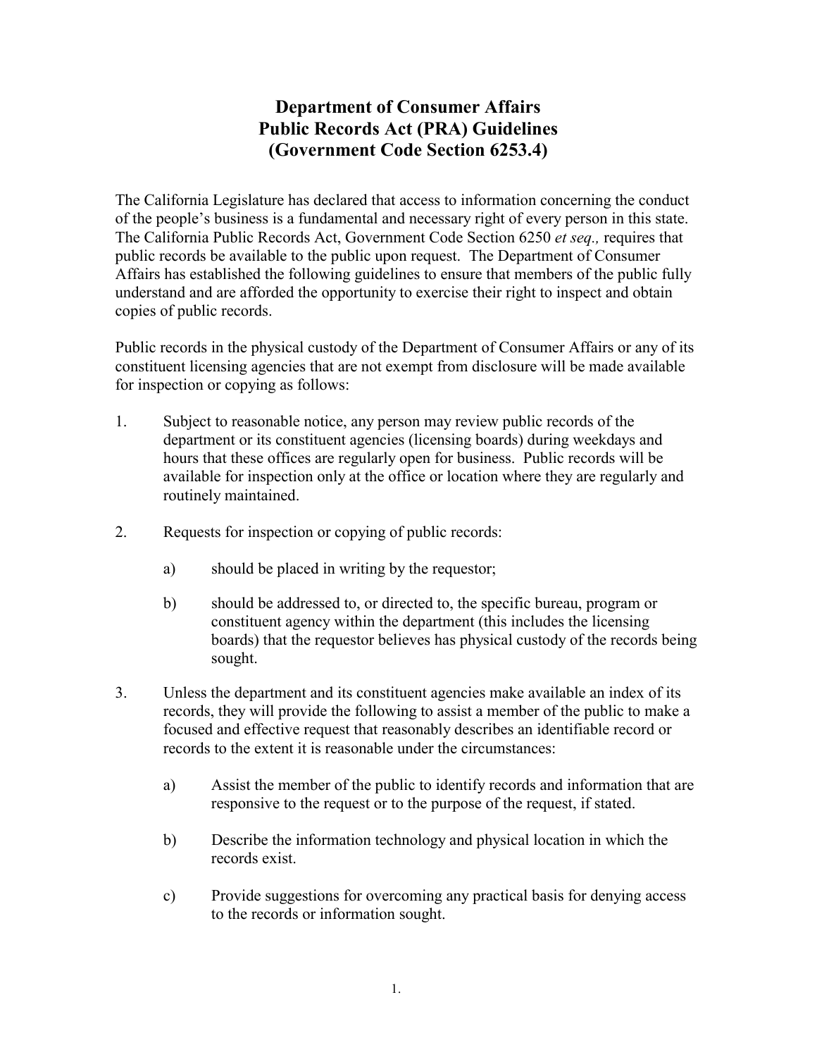# Department of Consumer Affairs
# Public Records Act (PRA) Guidelines
# (Government Code Section 6253.4)

The California Legislature has declared that access to information concerning the conduct of the people's business is a fundamental and necessary right of every person in this state. The California Public Records Act, Government Code Section 6250 *et seq.,* requires that public records be available to the public upon request. The Department of Consumer Affairs has established the following guidelines to ensure that members of the public fully understand and are afforded the opportunity to exercise their right to inspect and obtain copies of public records.

Public records in the physical custody of the Department of Consumer Affairs or any of its constituent licensing agencies that are not exempt from disclosure will be made available for inspection or copying as follows:

1. Subject to reasonable notice, any person may review public records of the department or its constituent agencies (licensing boards) during weekdays and hours that these offices are regularly open for business. Public records will be available for inspection only at the office or location where they are regularly and routinely maintained.

2. Requests for inspection or copying of public records:

   a) should be placed in writing by the requestor;

   b) should be addressed to, or directed to, the specific bureau, program or constituent agency within the department (this includes the licensing boards) that the requestor believes has physical custody of the records being sought.

3. Unless the department and its constituent agencies make available an index of its records, they will provide the following to assist a member of the public to make a focused and effective request that reasonably describes an identifiable record or records to the extent it is reasonable under the circumstances:

   a) Assist the member of the public to identify records and information that are responsive to the request or to the purpose of the request, if stated.

   b) Describe the information technology and physical location in which the records exist.

   c) Provide suggestions for overcoming any practical basis for denying access to the records or information sought.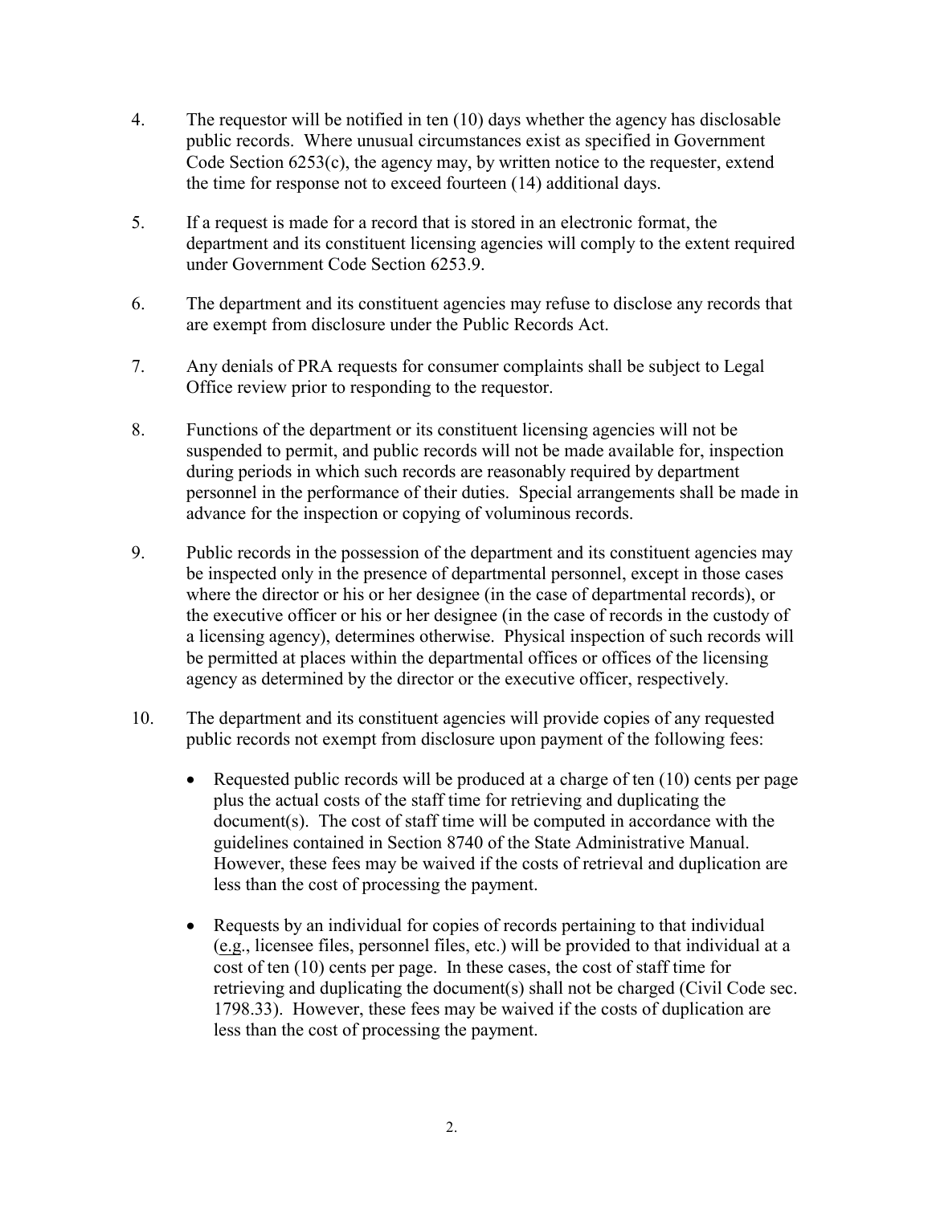4. The requestor will be notified in ten (10) days whether the agency has disclosable public records. Where unusual circumstances exist as specified in Government Code Section 6253(c), the agency may, by written notice to the requester, extend the time for response not to exceed fourteen (14) additional days.

5. If a request is made for a record that is stored in an electronic format, the department and its constituent licensing agencies will comply to the extent required under Government Code Section 6253.9.

6. The department and its constituent agencies may refuse to disclose any records that are exempt from disclosure under the Public Records Act.

7. Any denials of PRA requests for consumer complaints shall be subject to Legal Office review prior to responding to the requestor.

8. Functions of the department or its constituent licensing agencies will not be suspended to permit, and public records will not be made available for, inspection during periods in which such records are reasonably required by department personnel in the performance of their duties. Special arrangements shall be made in advance for the inspection or copying of voluminous records.

9. Public records in the possession of the department and its constituent agencies may be inspected only in the presence of departmental personnel, except in those cases where the director or his or her designee (in the case of departmental records), or the executive officer or his or her designee (in the case of records in the custody of a licensing agency), determines otherwise. Physical inspection of such records will be permitted at places within the departmental offices or offices of the licensing agency as determined by the director or the executive officer, respectively.

10. The department and its constituent agencies will provide copies of any requested public records not exempt from disclosure upon payment of the following fees:

    - Requested public records will be produced at a charge of ten (10) cents per page plus the actual costs of the staff time for retrieving and duplicating the document(s). The cost of staff time will be computed in accordance with the guidelines contained in Section 8740 of the State Administrative Manual. However, these fees may be waived if the costs of retrieval and duplication are less than the cost of processing the payment.

    - Requests by an individual for copies of records pertaining to that individual (e.g., licensee files, personnel files, etc.) will be provided to that individual at a cost of ten (10) cents per page. In these cases, the cost of staff time for retrieving and duplicating the document(s) shall not be charged (Civil Code sec. 1798.33). However, these fees may be waived if the costs of duplication are less than the cost of processing the payment.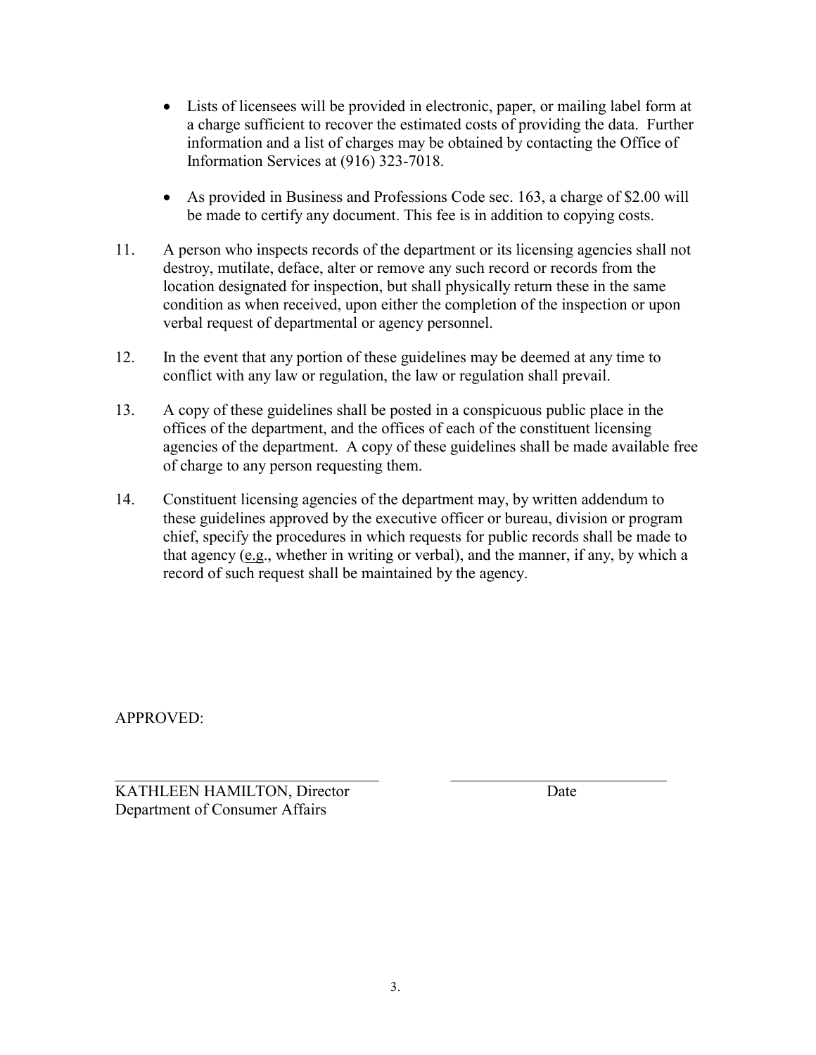- Lists of licensees will be provided in electronic, paper, or mailing label form at a charge sufficient to recover the estimated costs of providing the data. Further information and a list of charges may be obtained by contacting the Office of Information Services at (916) 323-7018.

- As provided in Business and Professions Code sec. 163, a charge of $2.00 will be made to certify any document. This fee is in addition to copying costs.

11. A person who inspects records of the department or its licensing agencies shall not destroy, mutilate, deface, alter or remove any such record or records from the location designated for inspection, but shall physically return these in the same condition as when received, upon either the completion of the inspection or upon verbal request of departmental or agency personnel.

12. In the event that any portion of these guidelines may be deemed at any time to conflict with any law or regulation, the law or regulation shall prevail.

13. A copy of these guidelines shall be posted in a conspicuous public place in the offices of the department, and the offices of each of the constituent licensing agencies of the department. A copy of these guidelines shall be made available free of charge to any person requesting them.

14. Constituent licensing agencies of the department may, by written addendum to these guidelines approved by the executive officer or bureau, division or program chief, specify the procedures in which requests for public records shall be made to that agency (e.g., whether in writing or verbal), and the manner, if any, by which a record of such request shall be maintained by the agency.

APPROVED:

\_\_\_\_\_\_\_\_\_\_\_\_\_\_\_\_\_\_\_\_\_\_\_\_\_\_\_\_\_\_ \_\_\_\_\_\_\_\_\_\_\_\_\_\_\_\_\_\_\_\_\_\_\_\_\_\_\_\_\_\_

KATHLEEN HAMILTON, Director Date
Department of Consumer Affairs